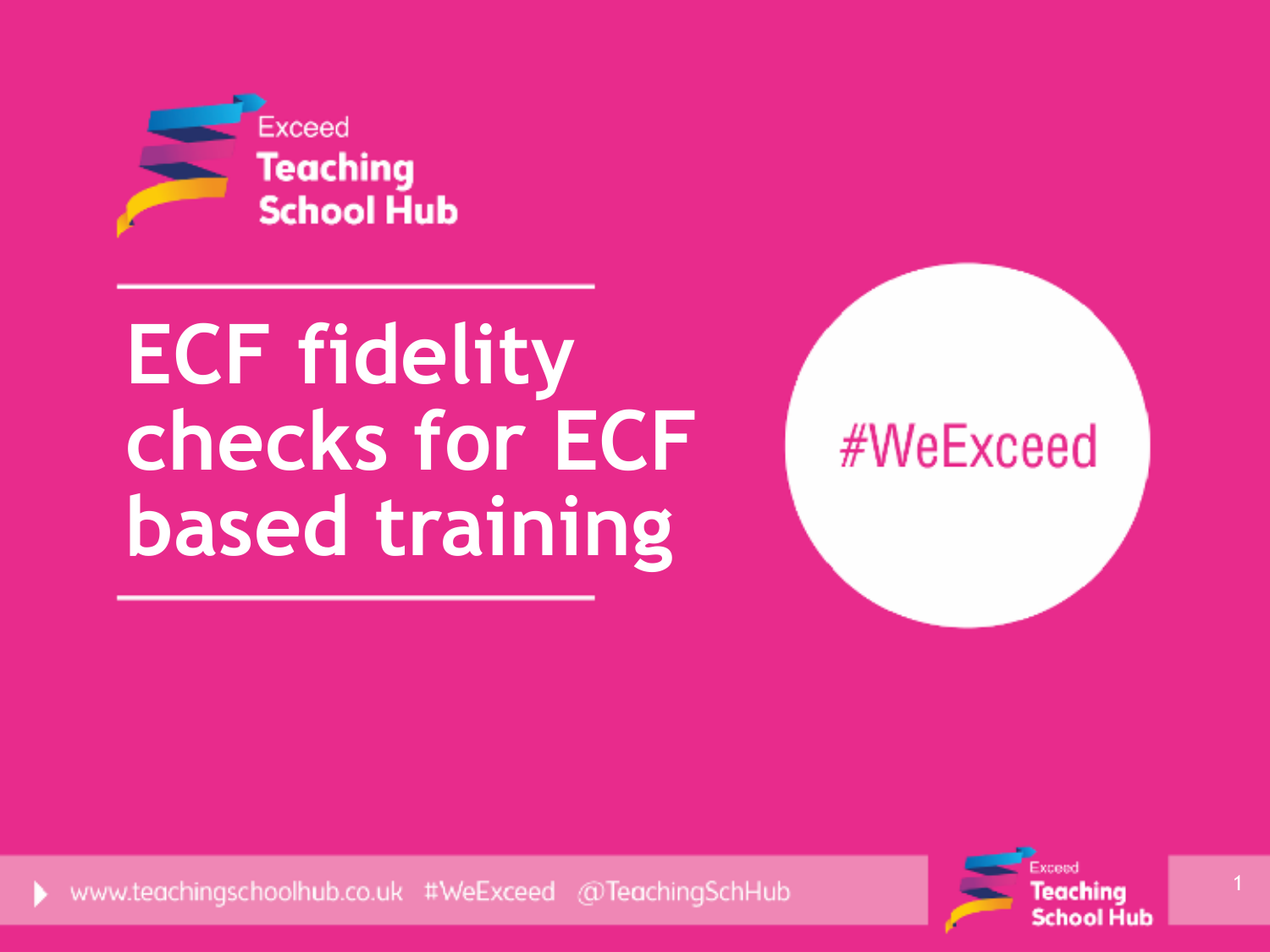Exceed Teaching School Hub

# ECF fidelity checks for ECF based training

#WeExceed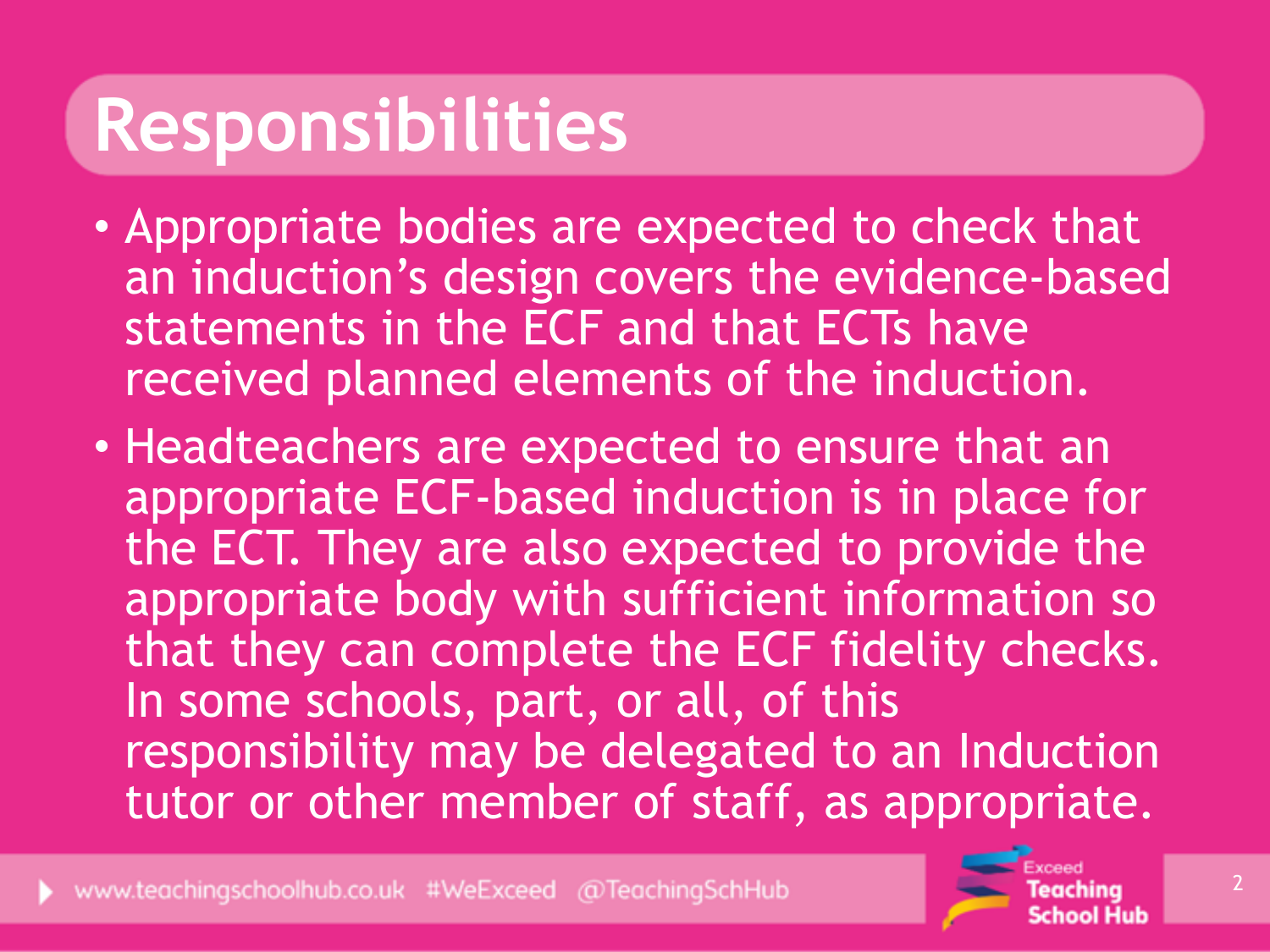# Responsibilities

- Appropriate bodies are expected to check that an induction's design covers the evidence-based statements in the ECF and that ECTs have received planned elements of the induction.
- Headteachers are expected to ensure that an appropriate ECF-based induction is in place for the ECT. They are also expected to provide the appropriate body with sufficient information so that they can complete the ECF fidelity checks. In some schools, part, or all, of this responsibility may be delegated to an Induction tutor or other member of staff, as appropriate.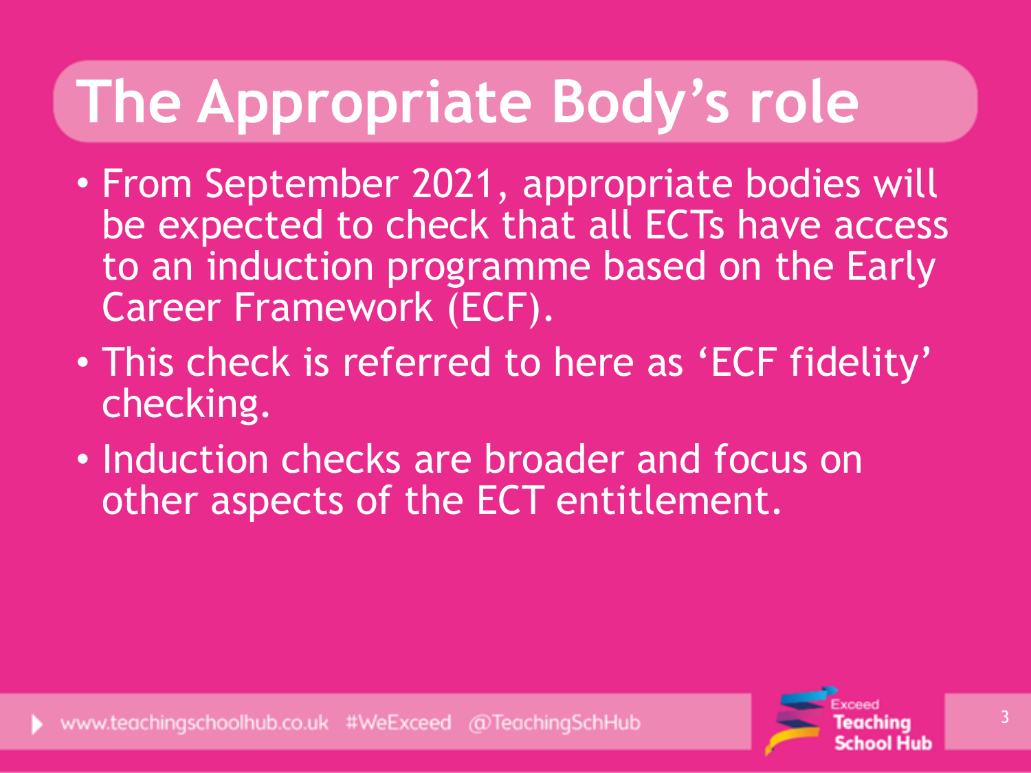# The Appropriate Body's role

- From September 2021, appropriate bodies will be expected to check that all ECTs have access to an induction programme based on the Early Career Framework (ECF).
- This check is referred to here as 'ECF fidelity' checking.
- Induction checks are broader and focus on other aspects of the ECT entitlement.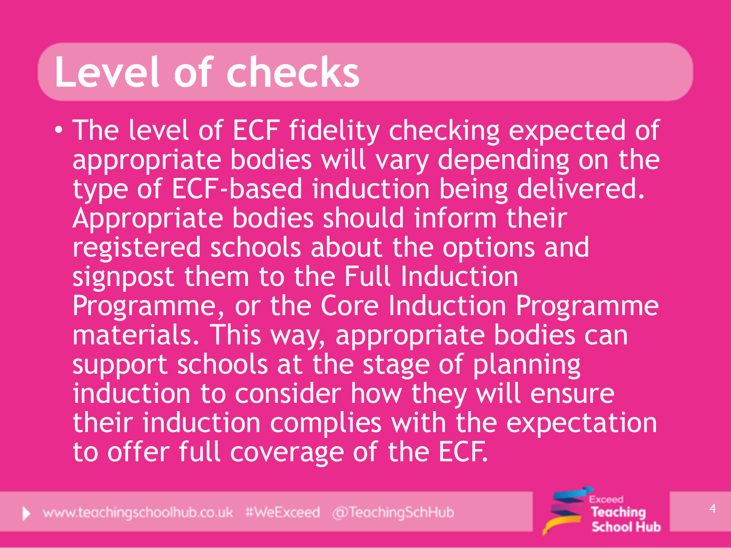# Level of checks

- The level of ECF fidelity checking expected of appropriate bodies will vary depending on the type of ECF-based induction being delivered. Appropriate bodies should inform their registered schools about the options and signpost them to the Full Induction Programme, or the Core Induction Programme materials. This way, appropriate bodies can support schools at the stage of planning induction to consider how they will ensure their induction complies with the expectation to offer full coverage of the ECF.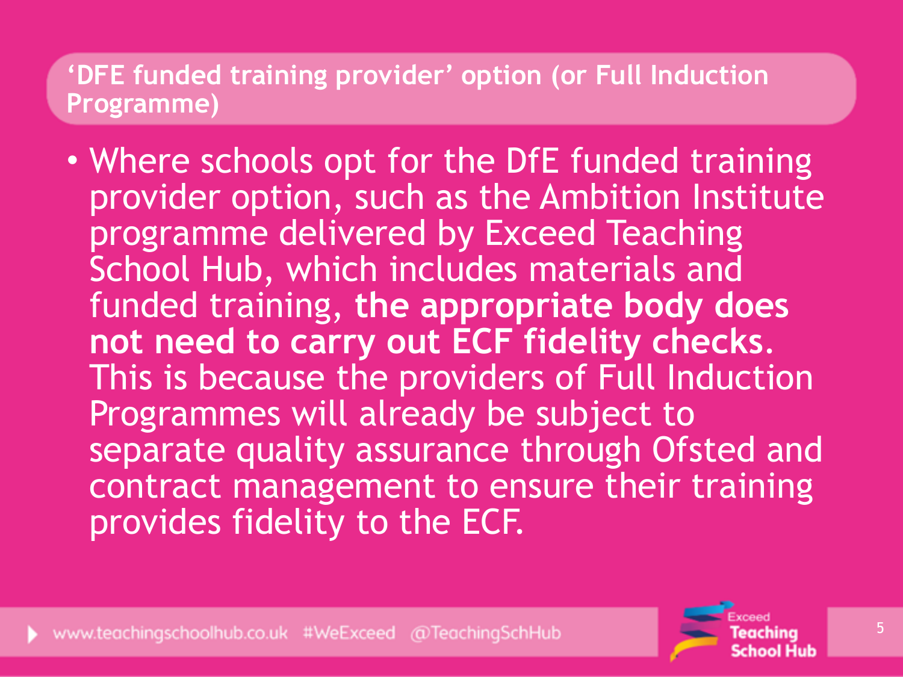## 'DFE funded training provider' option (or Full Induction Programme)

- Where schools opt for the DfE funded training provider option, such as the Ambition Institute programme delivered by Exceed Teaching School Hub, which includes materials and funded training, **the appropriate body does not need to carry out ECF fidelity checks.** This is because the providers of Full Induction Programmes will already be subject to separate quality assurance through Ofsted and contract management to ensure their training provides fidelity to the ECF.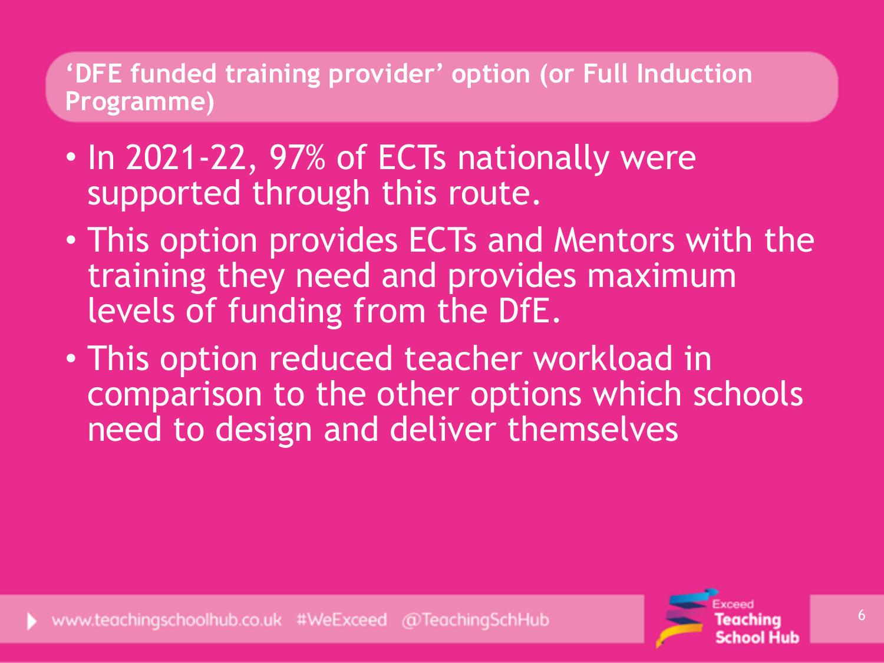## 'DFE funded training provider' option (or Full Induction Programme)

- In 2021-22, 97% of ECTs nationally were supported through this route.
- This option provides ECTs and Mentors with the training they need and provides maximum levels of funding from the DfE.
- This option reduced teacher workload in comparison to the other options which schools need to design and deliver themselves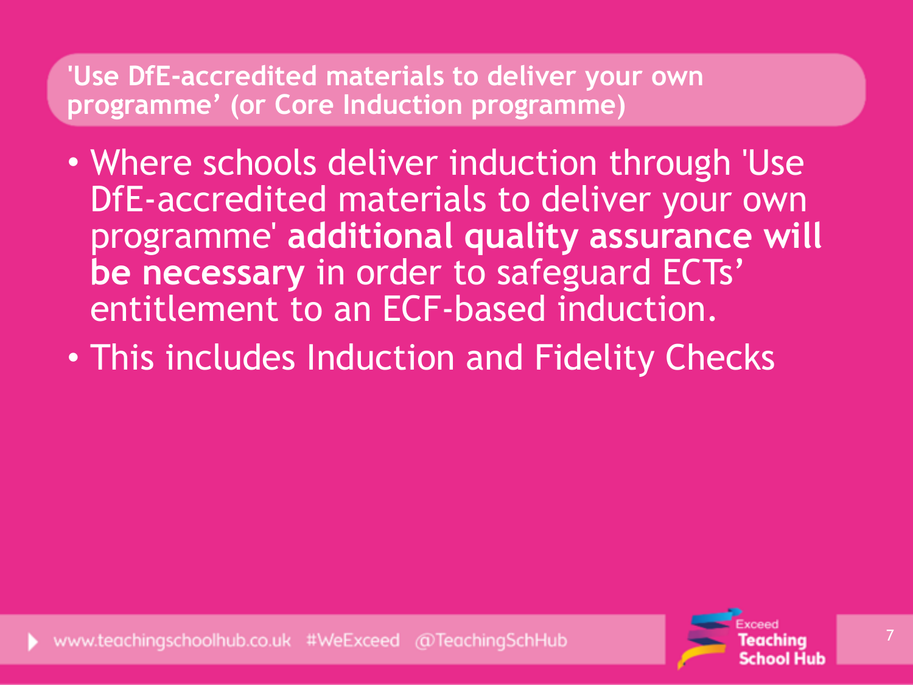## 'Use DfE-accredited materials to deliver your own programme' (or Core Induction programme)

- Where schools deliver induction through 'Use DfE-accredited materials to deliver your own programme' **additional quality assurance will be necessary** in order to safeguard ECTs' entitlement to an ECF-based induction.
- This includes Induction and Fidelity Checks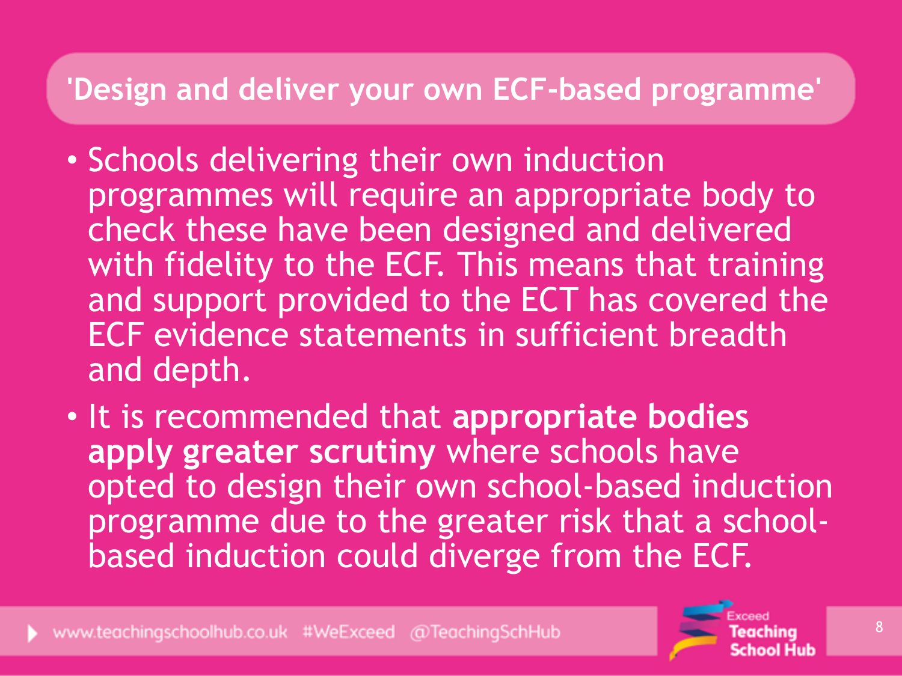## 'Design and deliver your own ECF-based programme'

- Schools delivering their own induction programmes will require an appropriate body to check these have been designed and delivered with fidelity to the ECF. This means that training and support provided to the ECT has covered the ECF evidence statements in sufficient breadth and depth.
- It is recommended that **appropriate bodies apply greater scrutiny** where schools have opted to design their own school-based induction programme due to the greater risk that a school-based induction could diverge from the ECF.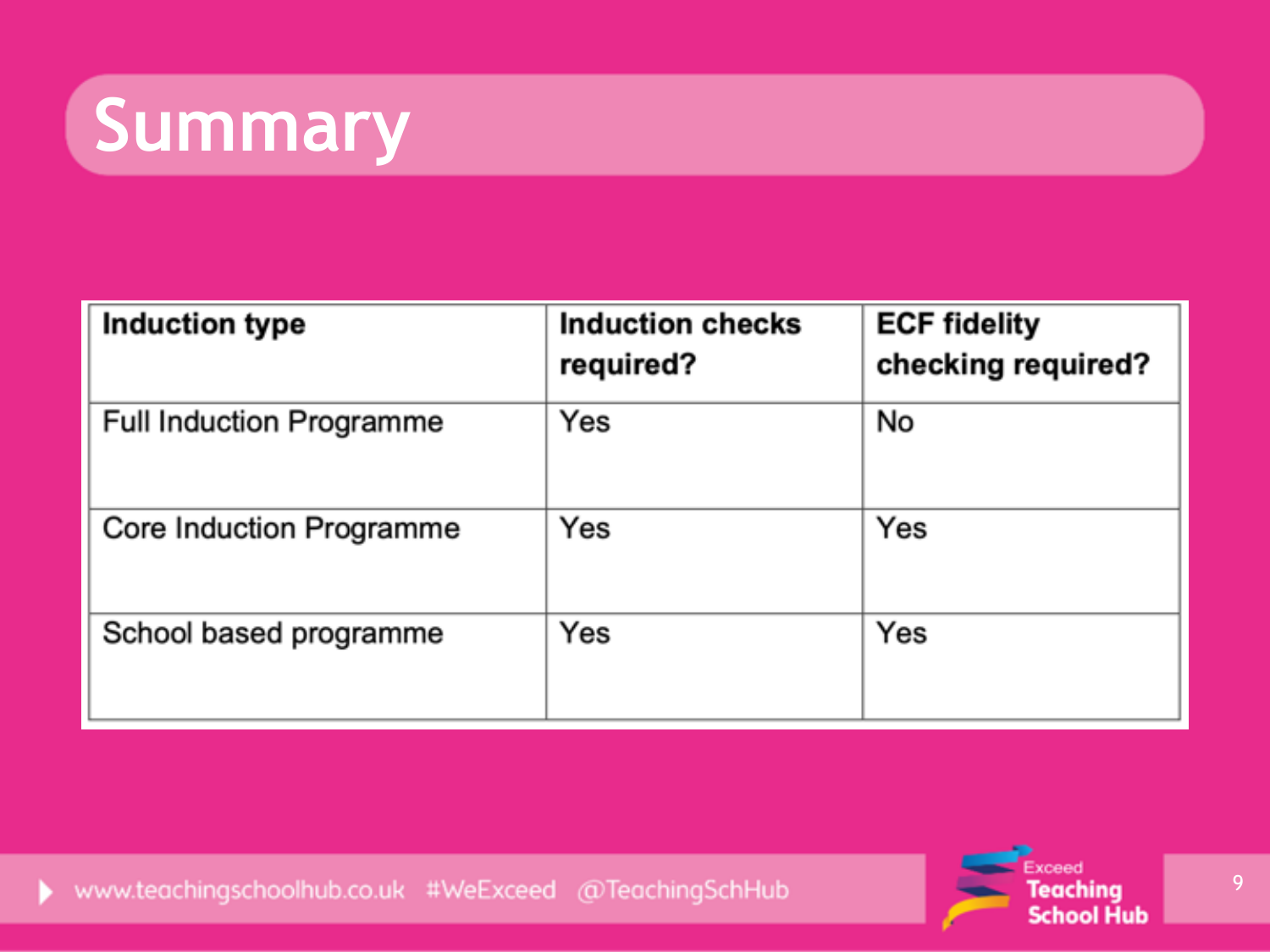# Summary

| Induction type | Induction checks required? | ECF fidelity checking required? |
|---|---|---|
| Full Induction Programme | Yes | No |
| Core Induction Programme | Yes | Yes |
| School based programme | Yes | Yes |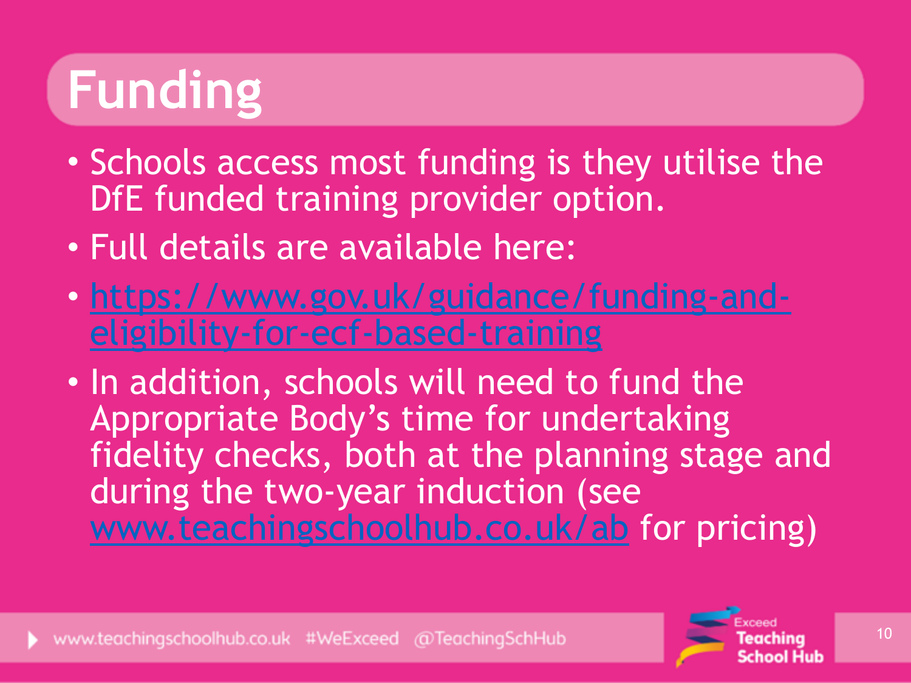# Funding

- Schools access most funding is they utilise the DfE funded training provider option.
- Full details are available here:
- [https://www.gov.uk/guidance/funding-and-eligibility-for-ecf-based-training](https://www.gov.uk/guidance/funding-and-eligibility-for-ecf-based-training)
- In addition, schools will need to fund the Appropriate Body's time for undertaking fidelity checks, both at the planning stage and during the two-year induction (see [www.teachingschoolhub.co.uk/ab](www.teachingschoolhub.co.uk/ab) for pricing)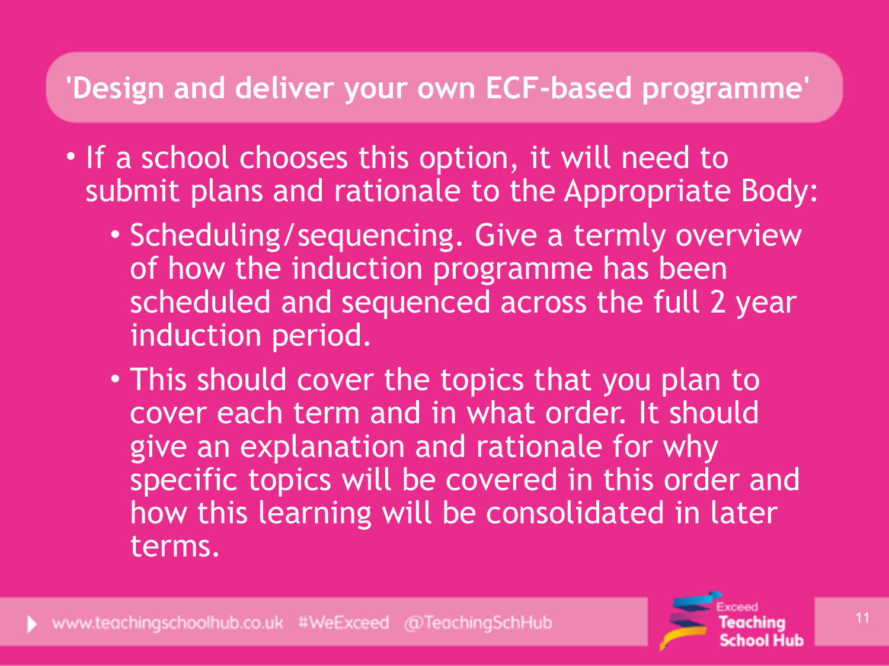## 'Design and deliver your own ECF-based programme'

- If a school chooses this option, it will need to submit plans and rationale to the Appropriate Body:
  - Scheduling/sequencing. Give a termly overview of how the induction programme has been scheduled and sequenced across the full 2 year induction period.
  - This should cover the topics that you plan to cover each term and in what order. It should give an explanation and rationale for why specific topics will be covered in this order and how this learning will be consolidated in later terms.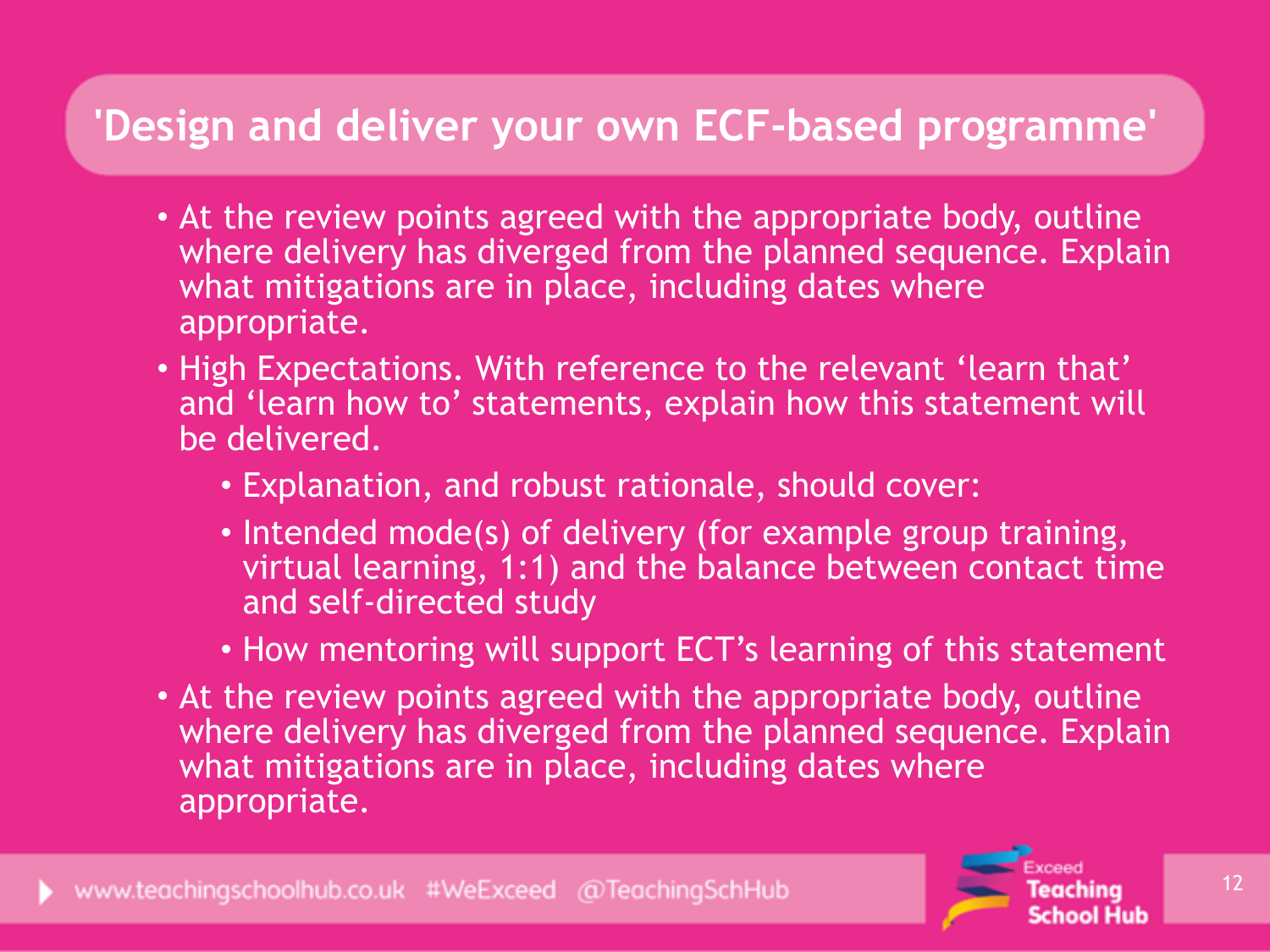# 'Design and deliver your own ECF-based programme'

- At the review points agreed with the appropriate body, outline where delivery has diverged from the planned sequence. Explain what mitigations are in place, including dates where appropriate.
- High Expectations. With reference to the relevant 'learn that' and 'learn how to' statements, explain how this statement will be delivered.
  - Explanation, and robust rationale, should cover:
  - Intended mode(s) of delivery (for example group training, virtual learning, 1:1) and the balance between contact time and self-directed study
  - How mentoring will support ECT's learning of this statement
- At the review points agreed with the appropriate body, outline where delivery has diverged from the planned sequence. Explain what mitigations are in place, including dates where appropriate.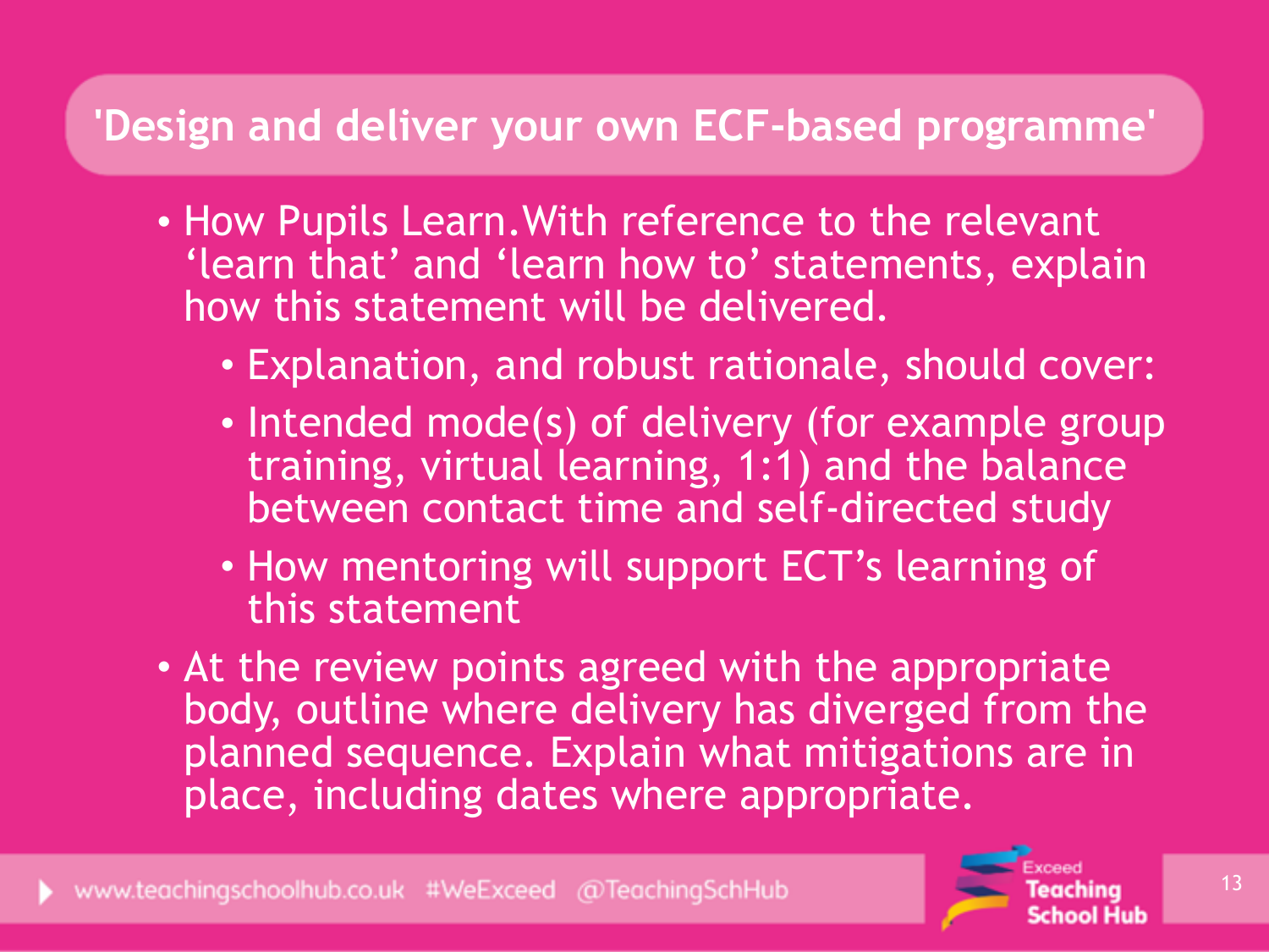## 'Design and deliver your own ECF-based programme'

- How Pupils Learn.With reference to the relevant 'learn that' and 'learn how to' statements, explain how this statement will be delivered.
  - Explanation, and robust rationale, should cover:
  - Intended mode(s) of delivery (for example group training, virtual learning, 1:1) and the balance between contact time and self-directed study
  - How mentoring will support ECT's learning of this statement
- At the review points agreed with the appropriate body, outline where delivery has diverged from the planned sequence. Explain what mitigations are in place, including dates where appropriate.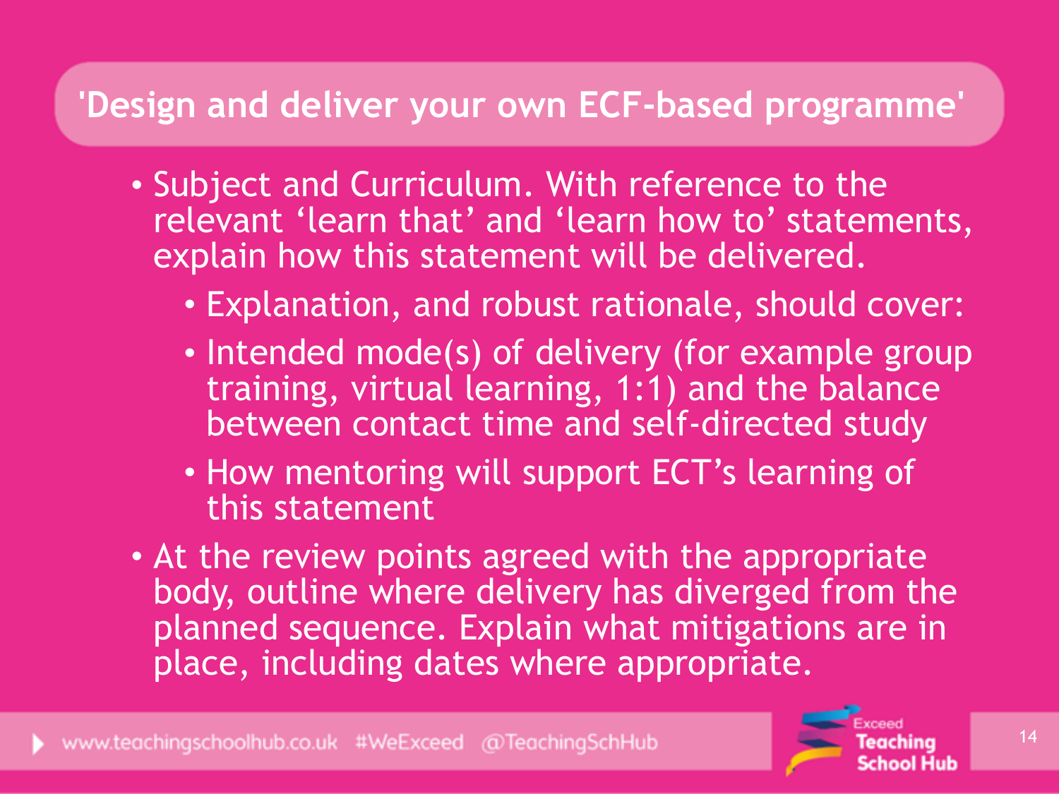## 'Design and deliver your own ECF-based programme'

- Subject and Curriculum. With reference to the relevant 'learn that' and 'learn how to' statements, explain how this statement will be delivered.
  - Explanation, and robust rationale, should cover:
  - Intended mode(s) of delivery (for example group training, virtual learning, 1:1) and the balance between contact time and self-directed study
  - How mentoring will support ECT's learning of this statement
- At the review points agreed with the appropriate body, outline where delivery has diverged from the planned sequence. Explain what mitigations are in place, including dates where appropriate.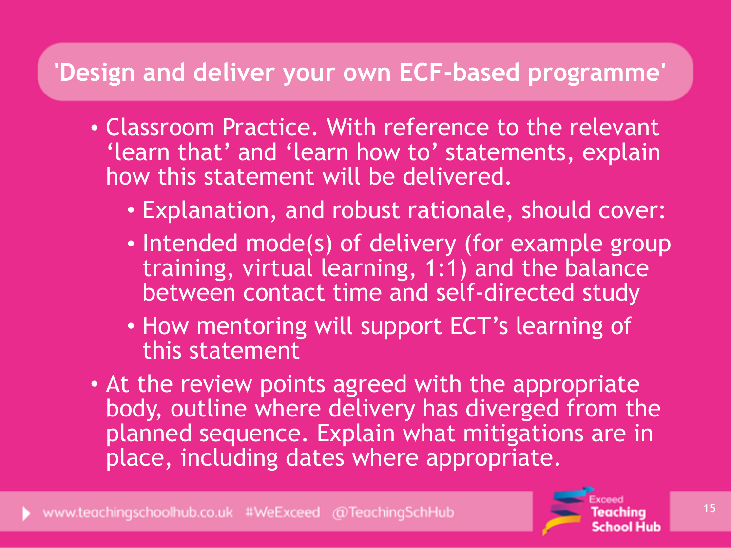## 'Design and deliver your own ECF-based programme'

- Classroom Practice. With reference to the relevant 'learn that' and 'learn how to' statements, explain how this statement will be delivered.
  - Explanation, and robust rationale, should cover:
  - Intended mode(s) of delivery (for example group training, virtual learning, 1:1) and the balance between contact time and self-directed study
  - How mentoring will support ECT's learning of this statement
- At the review points agreed with the appropriate body, outline where delivery has diverged from the planned sequence. Explain what mitigations are in place, including dates where appropriate.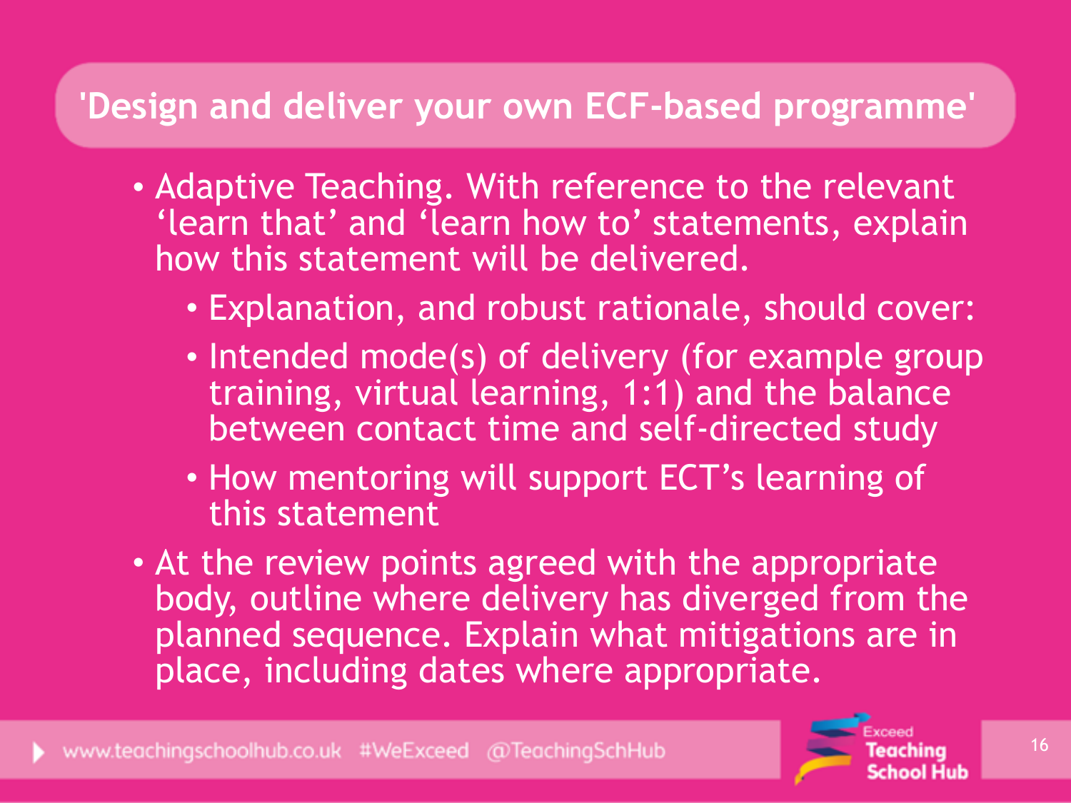## 'Design and deliver your own ECF-based programme'

- Adaptive Teaching. With reference to the relevant 'learn that' and 'learn how to' statements, explain how this statement will be delivered.
  - Explanation, and robust rationale, should cover:
  - Intended mode(s) of delivery (for example group training, virtual learning, 1:1) and the balance between contact time and self-directed study
  - How mentoring will support ECT's learning of this statement
- At the review points agreed with the appropriate body, outline where delivery has diverged from the planned sequence. Explain what mitigations are in place, including dates where appropriate.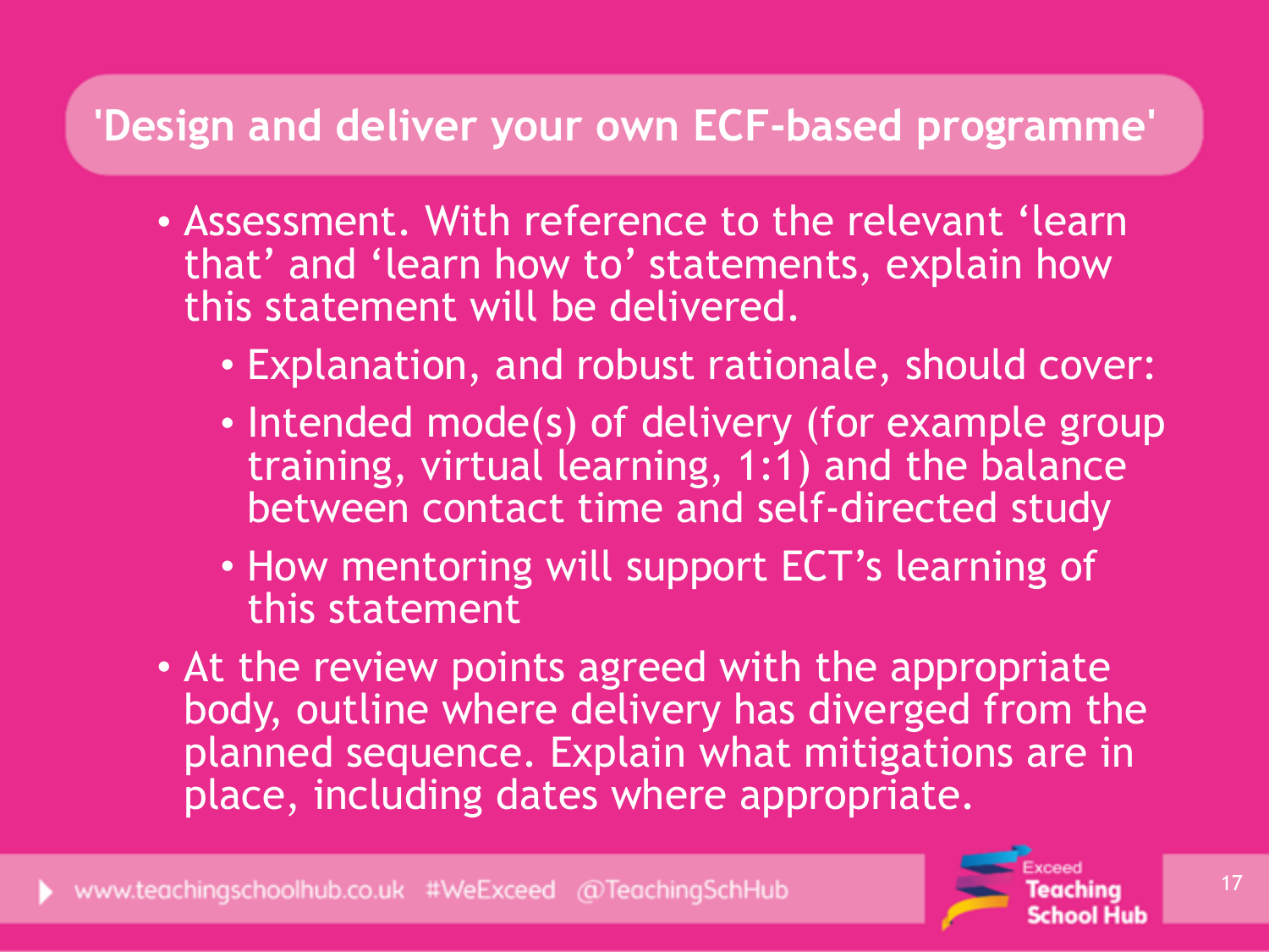## 'Design and deliver your own ECF-based programme'

- Assessment. With reference to the relevant 'learn that' and 'learn how to' statements, explain how this statement will be delivered.
  - Explanation, and robust rationale, should cover:
  - Intended mode(s) of delivery (for example group training, virtual learning, 1:1) and the balance between contact time and self-directed study
  - How mentoring will support ECT's learning of this statement
- At the review points agreed with the appropriate body, outline where delivery has diverged from the planned sequence. Explain what mitigations are in place, including dates where appropriate.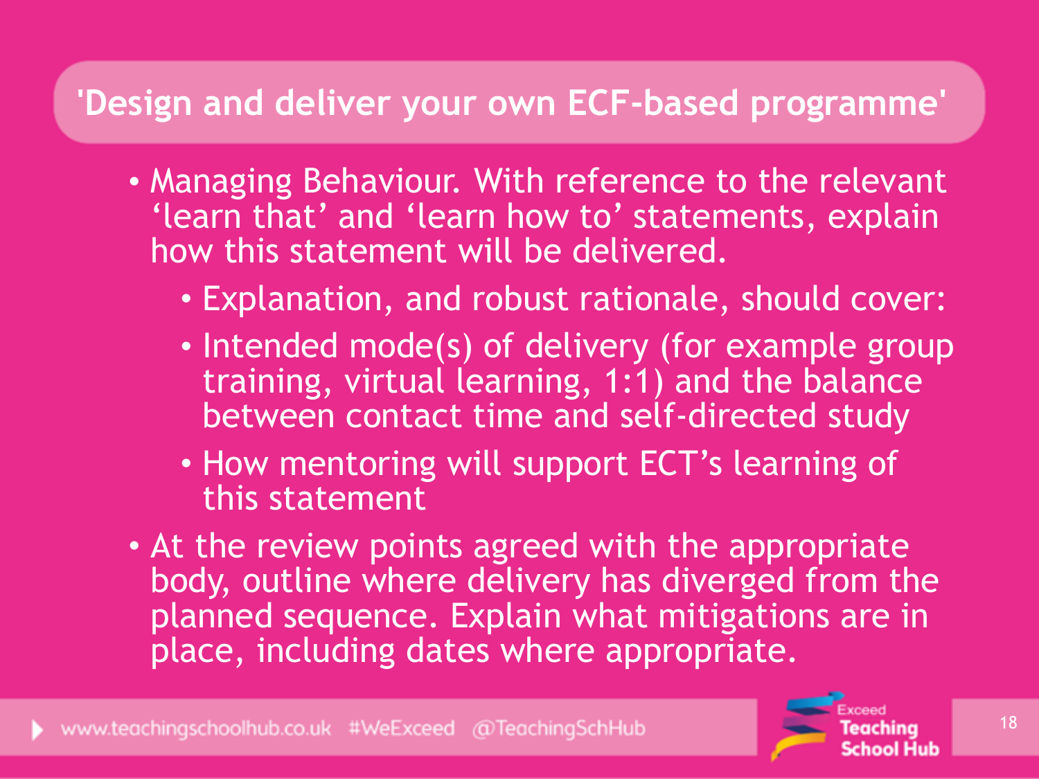## 'Design and deliver your own ECF-based programme'

- Managing Behaviour. With reference to the relevant 'learn that' and 'learn how to' statements, explain how this statement will be delivered.
  - Explanation, and robust rationale, should cover:
  - Intended mode(s) of delivery (for example group training, virtual learning, 1:1) and the balance between contact time and self-directed study
  - How mentoring will support ECT's learning of this statement
- At the review points agreed with the appropriate body, outline where delivery has diverged from the planned sequence. Explain what mitigations are in place, including dates where appropriate.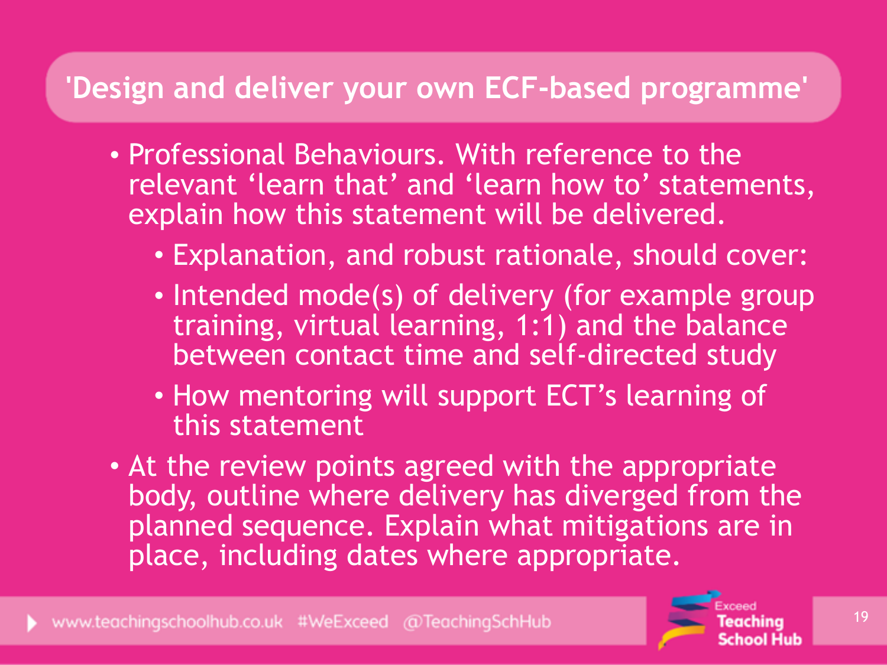## 'Design and deliver your own ECF-based programme'

- Professional Behaviours. With reference to the relevant 'learn that' and 'learn how to' statements, explain how this statement will be delivered.
  - Explanation, and robust rationale, should cover:
  - Intended mode(s) of delivery (for example group training, virtual learning, 1:1) and the balance between contact time and self-directed study
  - How mentoring will support ECT's learning of this statement
- At the review points agreed with the appropriate body, outline where delivery has diverged from the planned sequence. Explain what mitigations are in place, including dates where appropriate.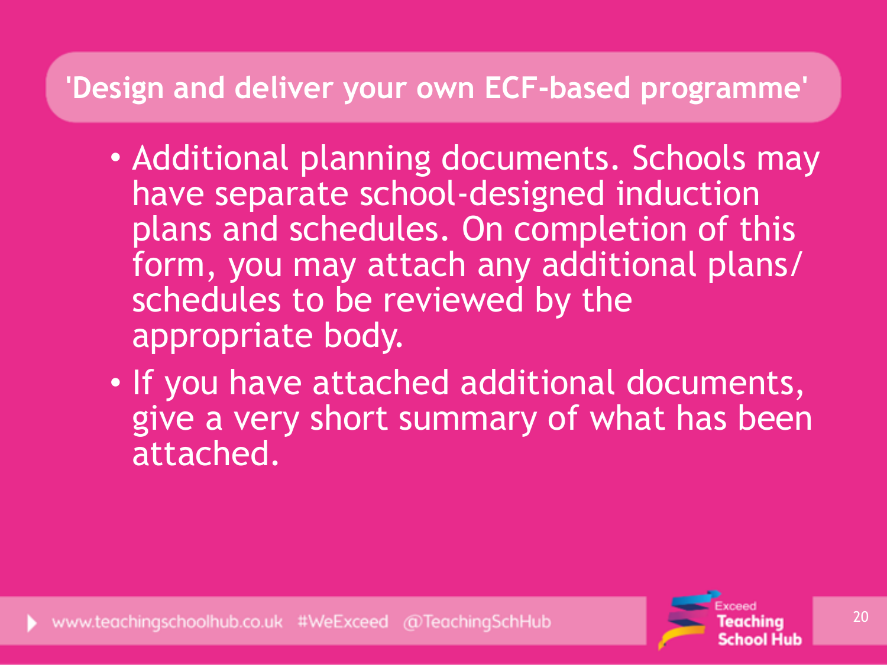## 'Design and deliver your own ECF-based programme'

- Additional planning documents. Schools may have separate school-designed induction plans and schedules. On completion of this form, you may attach any additional plans/ schedules to be reviewed by the appropriate body.
- If you have attached additional documents, give a very short summary of what has been attached.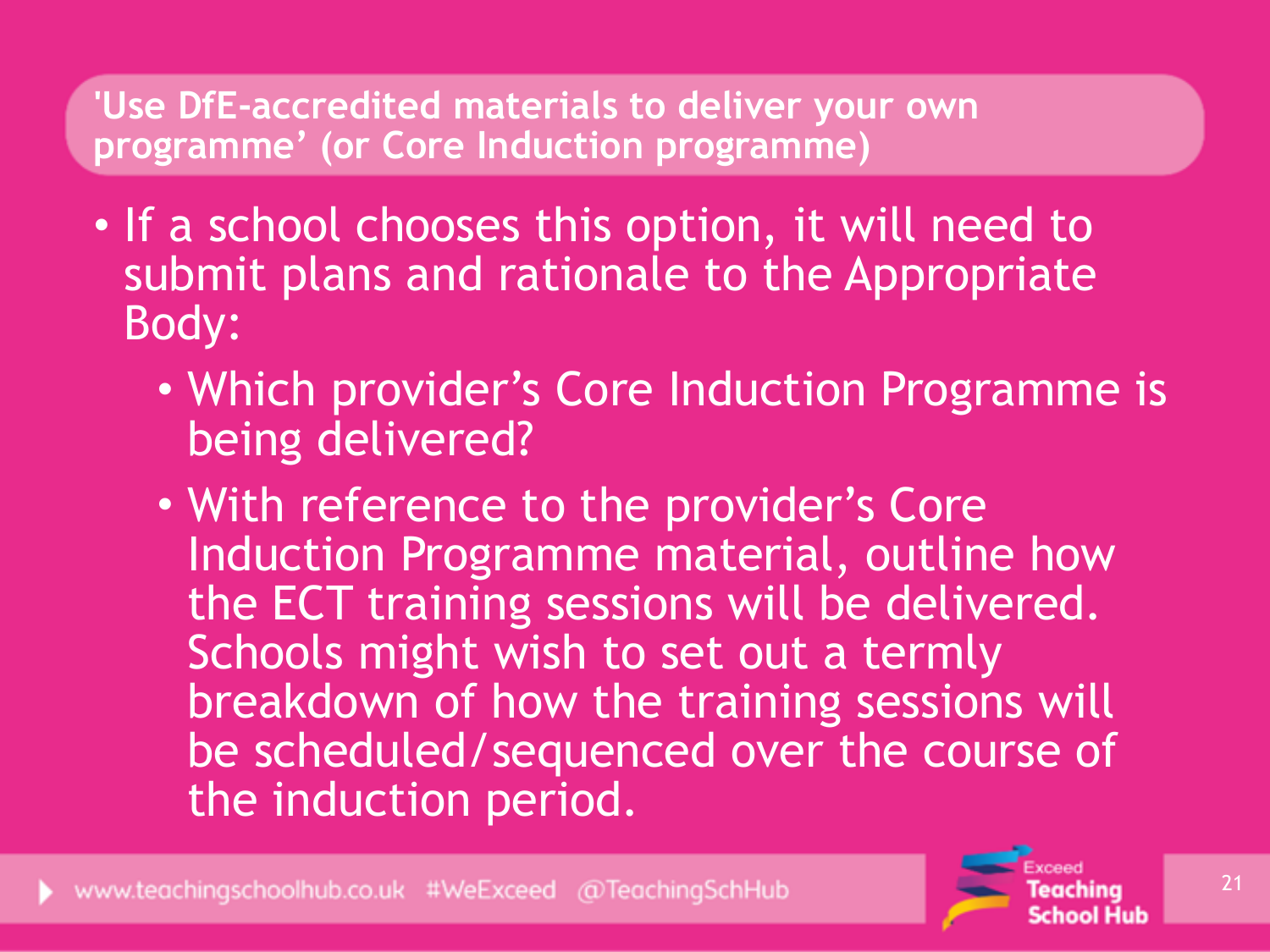## 'Use DfE-accredited materials to deliver your own programme' (or Core Induction programme)

- If a school chooses this option, it will need to submit plans and rationale to the Appropriate Body:
  - Which provider's Core Induction Programme is being delivered?
  - With reference to the provider's Core Induction Programme material, outline how the ECT training sessions will be delivered. Schools might wish to set out a termly breakdown of how the training sessions will be scheduled/sequenced over the course of the induction period.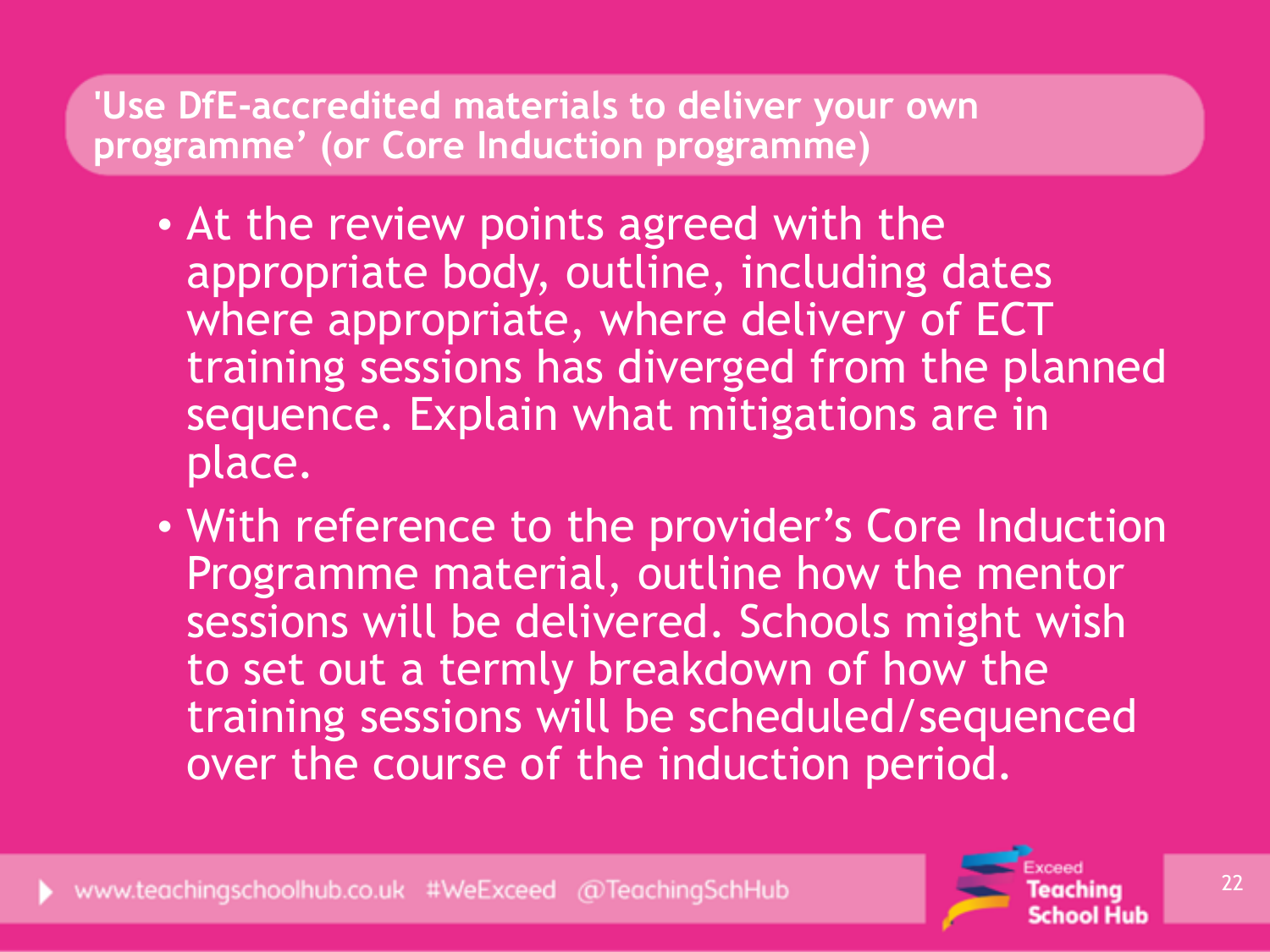## 'Use DfE-accredited materials to deliver your own programme' (or Core Induction programme)

- At the review points agreed with the appropriate body, outline, including dates where appropriate, where delivery of ECT training sessions has diverged from the planned sequence. Explain what mitigations are in place.
- With reference to the provider's Core Induction Programme material, outline how the mentor sessions will be delivered. Schools might wish to set out a termly breakdown of how the training sessions will be scheduled/sequenced over the course of the induction period.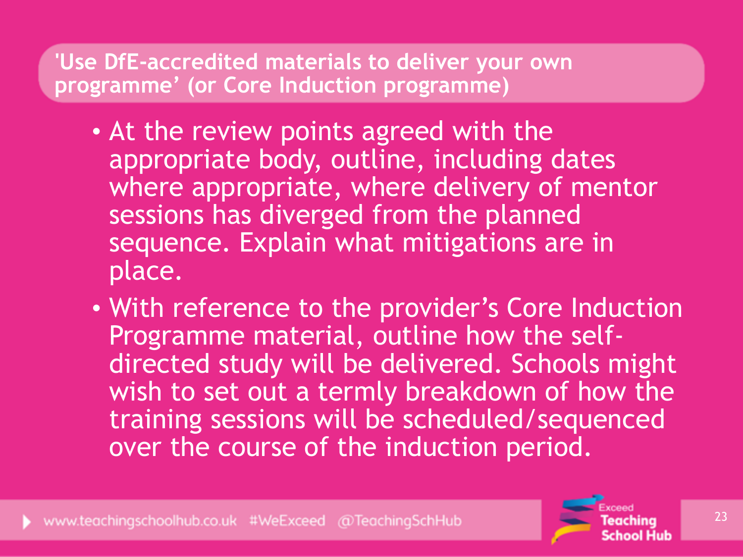## 'Use DfE-accredited materials to deliver your own programme' (or Core Induction programme)

- At the review points agreed with the appropriate body, outline, including dates where appropriate, where delivery of mentor sessions has diverged from the planned sequence. Explain what mitigations are in place.
- With reference to the provider's Core Induction Programme material, outline how the self-directed study will be delivered. Schools might wish to set out a termly breakdown of how the training sessions will be scheduled/sequenced over the course of the induction period.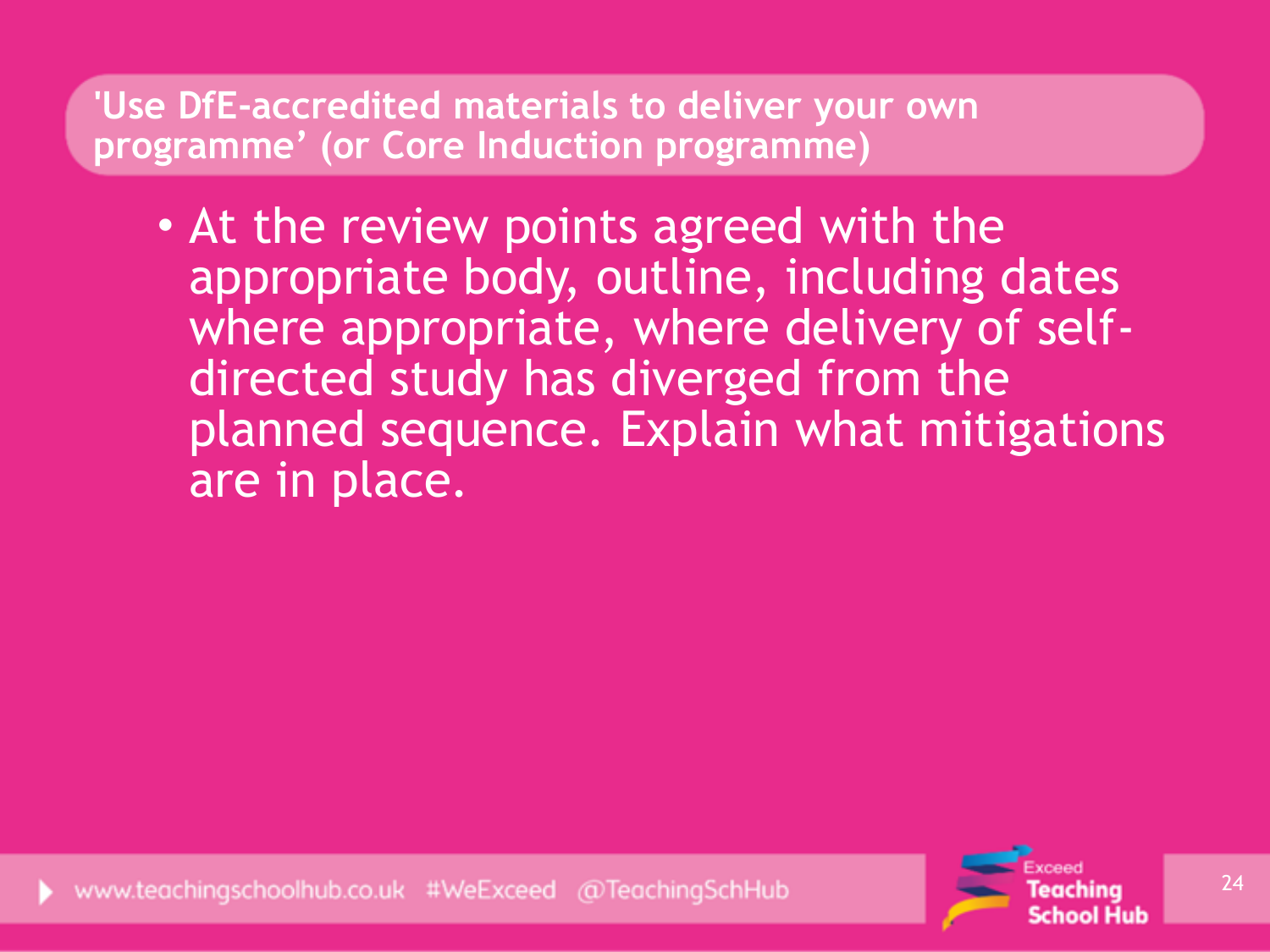## 'Use DfE-accredited materials to deliver your own programme' (or Core Induction programme)

- At the review points agreed with the appropriate body, outline, including dates where appropriate, where delivery of self-directed study has diverged from the planned sequence. Explain what mitigations are in place.